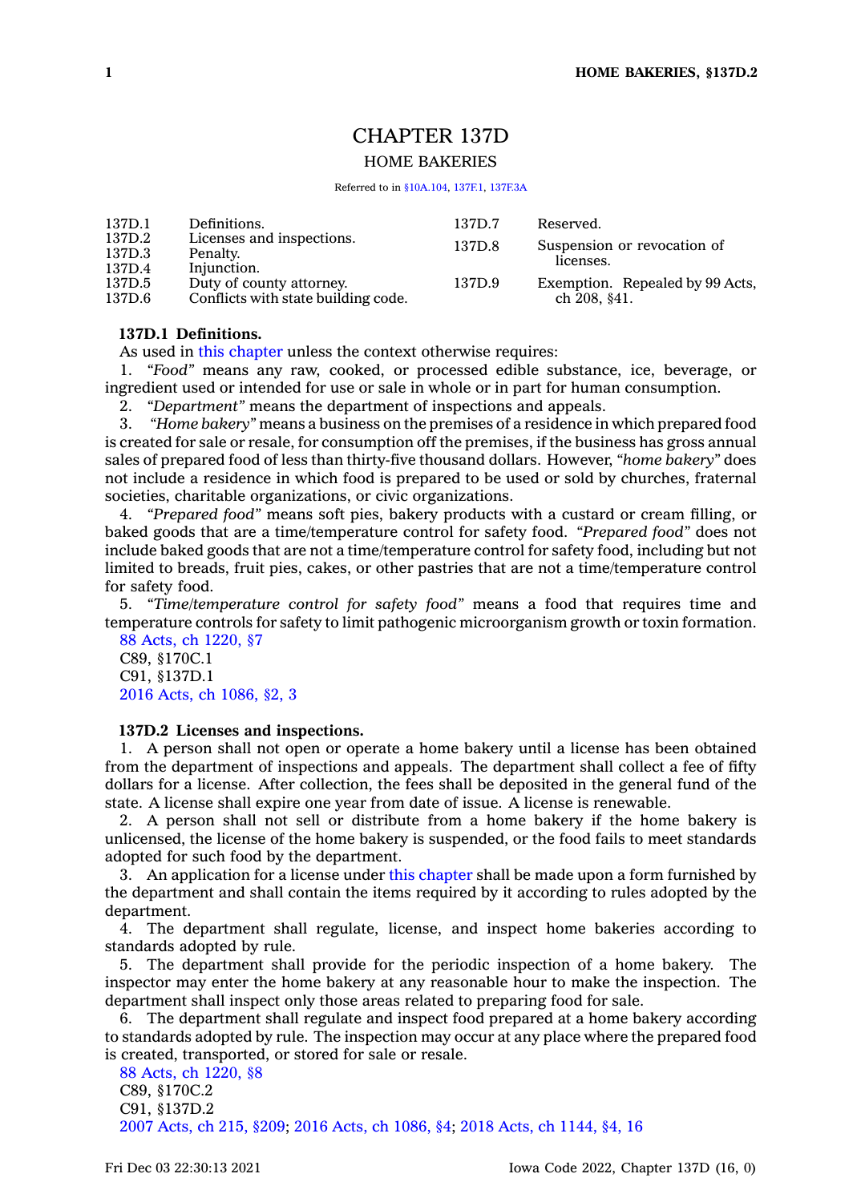# CHAPTER 137D

## HOME BAKERIES

Referred to in §10A.104, 137F.1, 137F.3A

| | | | |
|---|---|---|---|
| 137D.1 | Definitions. | 137D.7 | Reserved. |
| 137D.2 | Licenses and inspections. | 137D.8 | Suspension or revocation of licenses. |
| 137D.3 | Penalty. | 137D.9 | Exemption. Repealed by 99 Acts, ch 208, §41. |
| 137D.4 | Injunction. | | |
| 137D.5 | Duty of county attorney. | | |
| 137D.6 | Conflicts with state building code. | | |

**137D.1 Definitions.**

As used in this chapter unless the context otherwise requires:

1. *"Food"* means any raw, cooked, or processed edible substance, ice, beverage, or ingredient used or intended for use or sale in whole or in part for human consumption.
2. *"Department"* means the department of inspections and appeals.
3. *"Home bakery"* means a business on the premises of a residence in which prepared food is created for sale or resale, for consumption off the premises, if the business has gross annual sales of prepared food of less than thirty-five thousand dollars. However, *"home bakery"* does not include a residence in which food is prepared to be used or sold by churches, fraternal societies, charitable organizations, or civic organizations.
4. *"Prepared food"* means soft pies, bakery products with a custard or cream filling, or baked goods that are a time/temperature control for safety food. *"Prepared food"* does not include baked goods that are not a time/temperature control for safety food, including but not limited to breads, fruit pies, cakes, or other pastries that are not a time/temperature control for safety food.
5. *"Time/temperature control for safety food"* means a food that requires time and temperature controls for safety to limit pathogenic microorganism growth or toxin formation.

88 Acts, ch 1220, §7
C89, §170C.1
C91, §137D.1
2016 Acts, ch 1086, §2, 3

**137D.2 Licenses and inspections.**

1. A person shall not open or operate a home bakery until a license has been obtained from the department of inspections and appeals. The department shall collect a fee of fifty dollars for a license. After collection, the fees shall be deposited in the general fund of the state. A license shall expire one year from date of issue. A license is renewable.
2. A person shall not sell or distribute from a home bakery if the home bakery is unlicensed, the license of the home bakery is suspended, or the food fails to meet standards adopted for such food by the department.
3. An application for a license under this chapter shall be made upon a form furnished by the department and shall contain the items required by it according to rules adopted by the department.
4. The department shall regulate, license, and inspect home bakeries according to standards adopted by rule.
5. The department shall provide for the periodic inspection of a home bakery. The inspector may enter the home bakery at any reasonable hour to make the inspection. The department shall inspect only those areas related to preparing food for sale.
6. The department shall regulate and inspect food prepared at a home bakery according to standards adopted by rule. The inspection may occur at any place where the prepared food is created, transported, or stored for sale or resale.

88 Acts, ch 1220, §8
C89, §170C.2
C91, §137D.2
2007 Acts, ch 215, §209; 2016 Acts, ch 1086, §4; 2018 Acts, ch 1144, §4, 16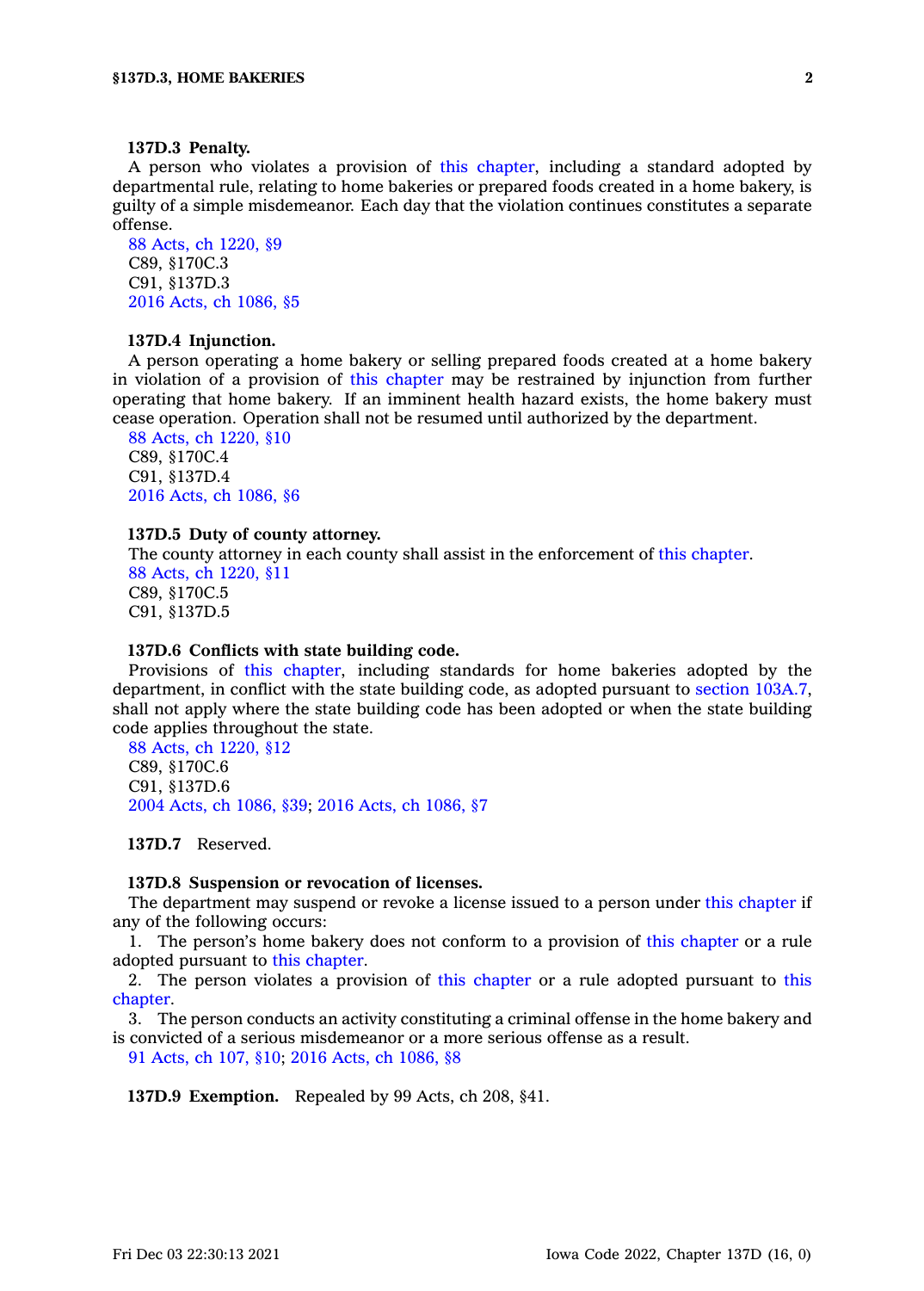**137D.3 Penalty.**

A person who violates a provision of this chapter, including a standard adopted by departmental rule, relating to home bakeries or prepared foods created in a home bakery, is guilty of a simple misdemeanor. Each day that the violation continues constitutes a separate offense.

88 Acts, ch 1220, §9
C89, §170C.3
C91, §137D.3
2016 Acts, ch 1086, §5

**137D.4 Injunction.**

A person operating a home bakery or selling prepared foods created at a home bakery in violation of a provision of this chapter may be restrained by injunction from further operating that home bakery. If an imminent health hazard exists, the home bakery must cease operation. Operation shall not be resumed until authorized by the department.

88 Acts, ch 1220, §10
C89, §170C.4
C91, §137D.4
2016 Acts, ch 1086, §6

**137D.5 Duty of county attorney.**

The county attorney in each county shall assist in the enforcement of this chapter.

88 Acts, ch 1220, §11
C89, §170C.5
C91, §137D.5

**137D.6 Conflicts with state building code.**

Provisions of this chapter, including standards for home bakeries adopted by the department, in conflict with the state building code, as adopted pursuant to section 103A.7, shall not apply where the state building code has been adopted or when the state building code applies throughout the state.

88 Acts, ch 1220, §12
C89, §170C.6
C91, §137D.6
2004 Acts, ch 1086, §39; 2016 Acts, ch 1086, §7

**137D.7** Reserved.

**137D.8 Suspension or revocation of licenses.**

The department may suspend or revoke a license issued to a person under this chapter if any of the following occurs:

1. The person's home bakery does not conform to a provision of this chapter or a rule adopted pursuant to this chapter.
2. The person violates a provision of this chapter or a rule adopted pursuant to this chapter.
3. The person conducts an activity constituting a criminal offense in the home bakery and is convicted of a serious misdemeanor or a more serious offense as a result.

91 Acts, ch 107, §10; 2016 Acts, ch 1086, §8

**137D.9 Exemption.** Repealed by 99 Acts, ch 208, §41.